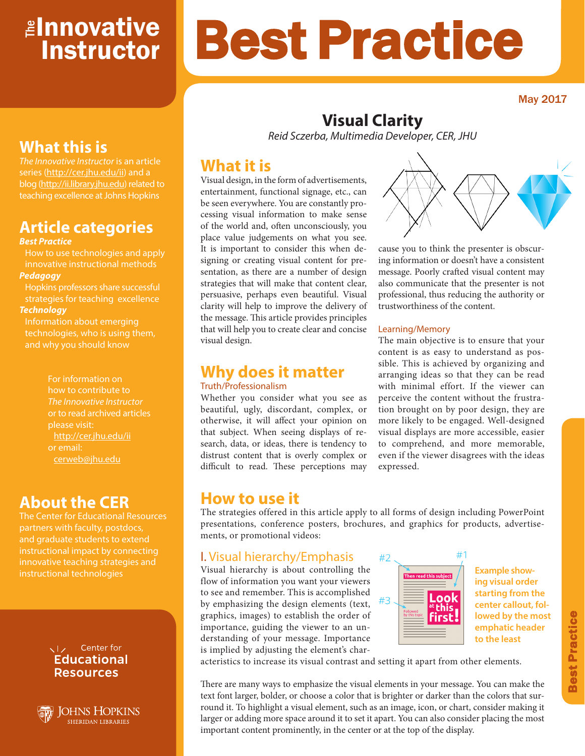# The Innovative Instructor

# Best Practice

May 2017

## What this is

*The Innovative Instructor* is an article series (http://cer.jhu.edu/ii) and a blog (http://ii.library.jhu.edu) related to teaching excellence at Johns Hopkins

## Article categories

***Best Practice***

How to use technologies and apply innovative instructional methods

***Pedagogy***

Hopkins professors share successful strategies for teaching excellence

***Technology***

Information about emerging technologies, who is using them, and why you should know

For information on how to contribute to *The Innovative Instructor* or to read archived articles please visit:
http://cer.jhu.edu/ii
or email:
cerweb@jhu.edu

## About the CER

The Center for Educational Resources partners with faculty, postdocs, and graduate students to extend instructional impact by connecting innovative teaching strategies and instructional technologies

Center for Educational Resources

Johns Hopkins Sheridan Libraries

# Visual Clarity

*Reid Sczerba, Multimedia Developer, CER, JHU*

## What it is

Visual design, in the form of advertisements, entertainment, functional signage, etc., can be seen everywhere. You are constantly processing visual information to make sense of the world and, often unconsciously, you place value judgements on what you see. It is important to consider this when designing or creating visual content for presentation, as there are a number of design strategies that will make that content clear, persuasive, perhaps even beautiful. Visual clarity will help to improve the delivery of the message. This article provides principles that will help you to create clear and concise visual design.

## Why does it matter

### Truth/Professionalism

Whether you consider what you see as beautiful, ugly, discordant, complex, or otherwise, it will affect your opinion on that subject. When seeing displays of research, data, or ideas, there is tendency to distrust content that is overly complex or difficult to read. These perceptions may cause you to think the presenter is obscuring information or doesn't have a consistent message. Poorly crafted visual content may also communicate that the presenter is not professional, thus reducing the authority or trustworthiness of the content.

### Learning/Memory

The main objective is to ensure that your content is as easy to understand as possible. This is achieved by organizing and arranging ideas so that they can be read with minimal effort. If the viewer can perceive the content without the frustration brought on by poor design, they are more likely to be engaged. Well-designed visual displays are more accessible, easier to comprehend, and more memorable, even if the viewer disagrees with the ideas expressed.

## How to use it

The strategies offered in this article apply to all forms of design including PowerPoint presentations, conference posters, brochures, and graphics for products, advertisements, or promotional videos:

### I. Visual hierarchy/Emphasis

Visual hierarchy is about controlling the flow of information you want your viewers to see and remember. This is accomplished by emphasizing the design elements (text, graphics, images) to establish the order of importance, guiding the viewer to an understanding of your message. Importance is implied by adjusting the element's characteristics to increase its visual contrast and setting it apart from other elements.

#1 Look at this first! #2 Then read this subject #3 Followed by this topic

**Example showing visual order starting from the center callout, followed by the most emphatic header to the least**

There are many ways to emphasize the visual elements in your message. You can make the text font larger, bolder, or choose a color that is brighter or darker than the colors that surround it. To highlight a visual element, such as an image, icon, or chart, consider making it larger or adding more space around it to set it apart. You can also consider placing the most important content prominently, in the center or at the top of the display.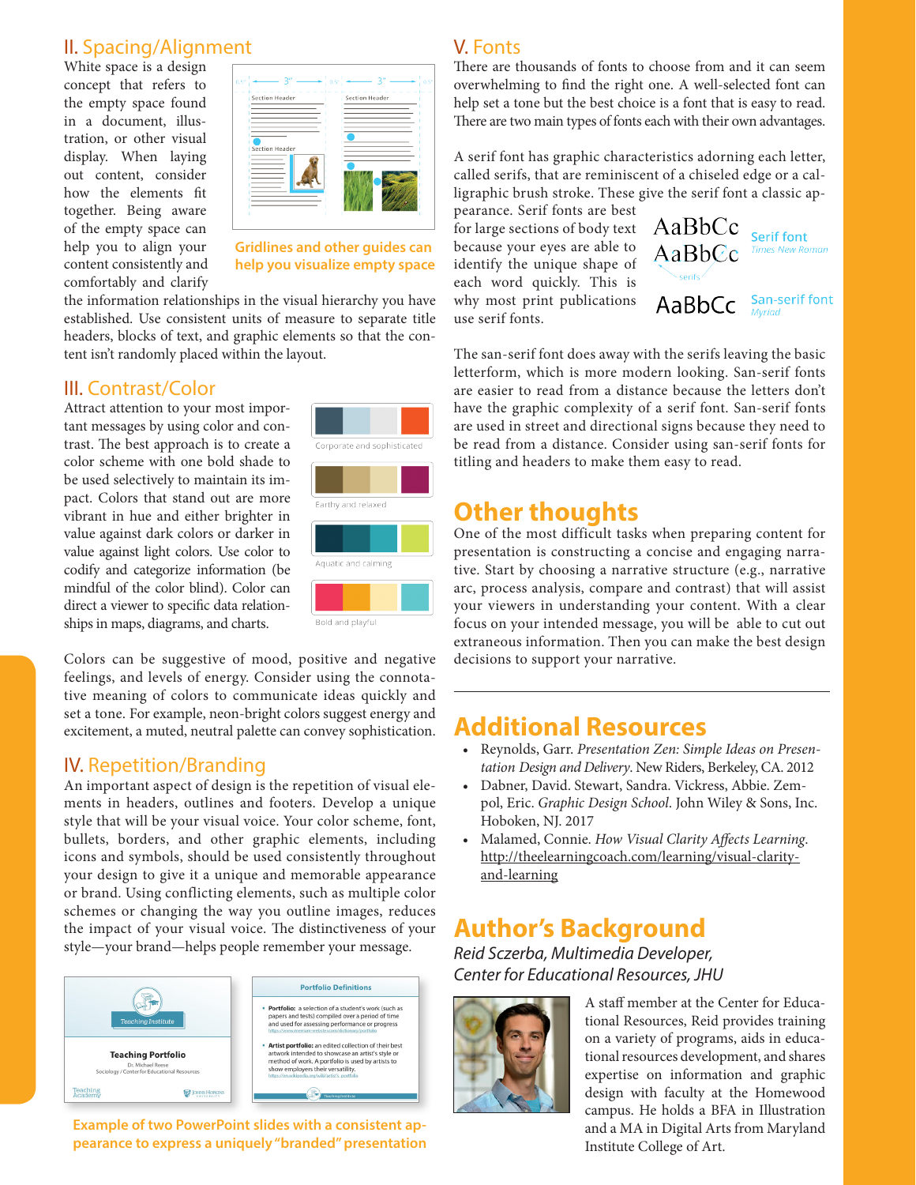## II. Spacing/Alignment

White space is a design concept that refers to the empty space found in a document, illustration, or other visual display. When laying out content, consider how the elements fit together. Being aware of the empty space can help you to align your content consistently and comfortably and clarify the information relationships in the visual hierarchy you have established. Use consistent units of measure to separate title headers, blocks of text, and graphic elements so that the content isn't randomly placed within the layout.

Gridlines and other guides can help you visualize empty space

## III. Contrast/Color

Attract attention to your most important messages by using color and contrast. The best approach is to create a color scheme with one bold shade to be used selectively to maintain its impact. Colors that stand out are more vibrant in hue and either brighter in value against dark colors or darker in value against light colors. Use color to codify and categorize information (be mindful of the color blind). Color can direct a viewer to specific data relationships in maps, diagrams, and charts.

Corporate and sophisticated

Earthy and relaxed

Aquatic and calming

Bold and playful

Colors can be suggestive of mood, positive and negative feelings, and levels of energy. Consider using the connotative meaning of colors to communicate ideas quickly and set a tone. For example, neon-bright colors suggest energy and excitement, a muted, neutral palette can convey sophistication.

## IV. Repetition/Branding

An important aspect of design is the repetition of visual elements in headers, outlines and footers. Develop a unique style that will be your visual voice. Your color scheme, font, bullets, borders, and other graphic elements, including icons and symbols, should be used consistently throughout your design to give it a unique and memorable appearance or brand. Using conflicting elements, such as multiple color schemes or changing the way you outline images, reduces the impact of your visual voice. The distinctiveness of your style—your brand—helps people remember your message.

Example of two PowerPoint slides with a consistent appearance to express a uniquely "branded" presentation

## V. Fonts

There are thousands of fonts to choose from and it can seem overwhelming to find the right one. A well-selected font can help set a tone but the best choice is a font that is easy to read. There are two main types of fonts each with their own advantages.

A serif font has graphic characteristics adorning each letter, called serifs, that are reminiscent of a chiseled edge or a calligraphic brush stroke. These give the serif font a classic appearance. Serif fonts are best for large sections of body text because your eyes are able to identify the unique shape of each word quickly. This is why most print publications use serif fonts.

AaBbCc — Serif font, *Times New Roman*

AaBbCc — serifs

AaBbCc — San-serif font, *Myriad*

The san-serif font does away with the serifs leaving the basic letterform, which is more modern looking. San-serif fonts are easier to read from a distance because the letters don't have the graphic complexity of a serif font. San-serif fonts are used in street and directional signs because they need to be read from a distance. Consider using san-serif fonts for titling and headers to make them easy to read.

# Other thoughts

One of the most difficult tasks when preparing content for presentation is constructing a concise and engaging narrative. Start by choosing a narrative structure (e.g., narrative arc, process analysis, compare and contrast) that will assist your viewers in understanding your content. With a clear focus on your intended message, you will be able to cut out extraneous information. Then you can make the best design decisions to support your narrative.

# Additional Resources

- Reynolds, Garr. *Presentation Zen: Simple Ideas on Presentation Design and Delivery*. New Riders, Berkeley, CA. 2012
- Dabner, David. Stewart, Sandra. Vickress, Abbie. Zempol, Eric. *Graphic Design School*. John Wiley & Sons, Inc. Hoboken, NJ. 2017
- Malamed, Connie. *How Visual Clarity Affects Learning*. http://theelearningcoach.com/learning/visual-clarity-and-learning

# Author's Background

*Reid Sczerba, Multimedia Developer, Center for Educational Resources, JHU*

A staff member at the Center for Educational Resources, Reid provides training on a variety of programs, aids in educational resources development, and shares expertise on information and graphic design with faculty at the Homewood campus. He holds a BFA in Illustration and a MA in Digital Arts from Maryland Institute College of Art.